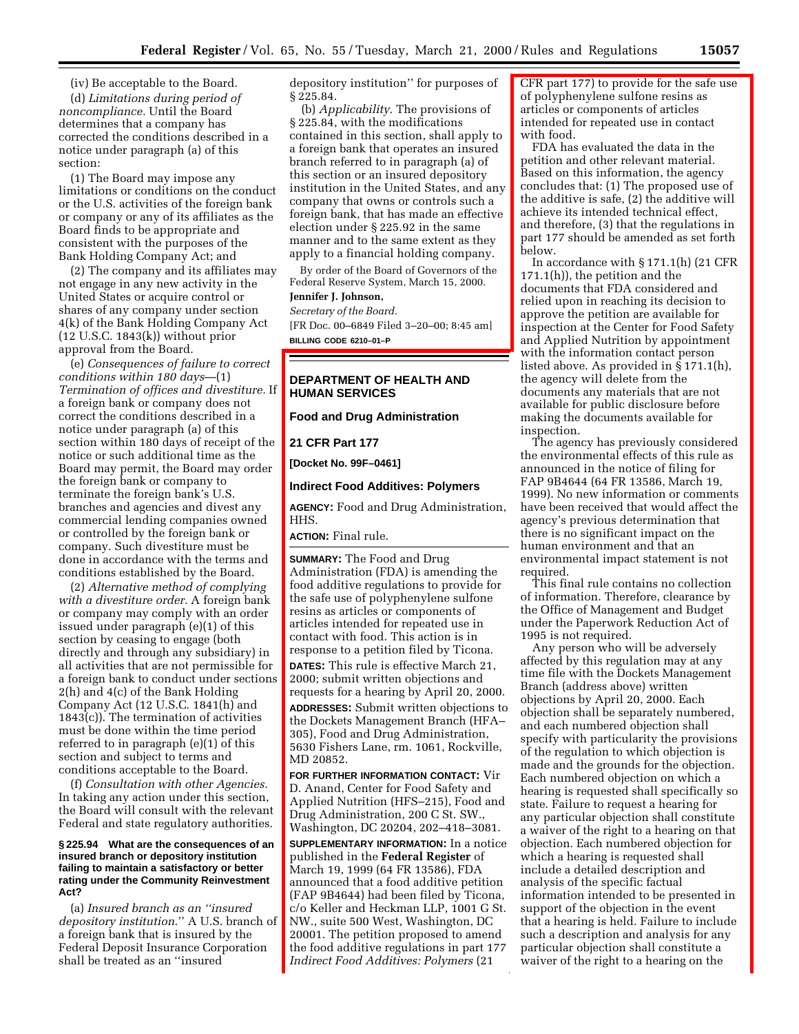(iv) Be acceptable to the Board.

(d) *Limitations during period of noncompliance.* Until the Board determines that a company has corrected the conditions described in a notice under paragraph (a) of this section:

(1) The Board may impose any limitations or conditions on the conduct or the U.S. activities of the foreign bank or company or any of its affiliates as the Board finds to be appropriate and consistent with the purposes of the Bank Holding Company Act; and

(2) The company and its affiliates may not engage in any new activity in the United States or acquire control or shares of any company under section 4(k) of the Bank Holding Company Act (12 U.S.C. 1843(k)) without prior approval from the Board.

(e) *Consequences of failure to correct conditions within 180 days*—(1) *Termination of offices and divestiture.* If a foreign bank or company does not correct the conditions described in a notice under paragraph (a) of this section within 180 days of receipt of the notice or such additional time as the Board may permit, the Board may order the foreign bank or company to terminate the foreign bank's U.S. branches and agencies and divest any commercial lending companies owned or controlled by the foreign bank or company. Such divestiture must be done in accordance with the terms and conditions established by the Board.

(2) *Alternative method of complying with a divestiture order.* A foreign bank or company may comply with an order issued under paragraph (e)(1) of this section by ceasing to engage (both directly and through any subsidiary) in all activities that are not permissible for a foreign bank to conduct under sections 2(h) and 4(c) of the Bank Holding Company Act (12 U.S.C. 1841(h) and 1843(c)). The termination of activities must be done within the time period referred to in paragraph (e)(1) of this section and subject to terms and conditions acceptable to the Board.

(f) *Consultation with other Agencies.* In taking any action under this section, the Board will consult with the relevant Federal and state regulatory authorities.

**§ 225.94 What are the consequences of an insured branch or depository institution failing to maintain a satisfactory or better rating under the Community Reinvestment Act?**

(a) *Insured branch as an ''insured depository institution.''* A U.S. branch of a foreign bank that is insured by the Federal Deposit Insurance Corporation shall be treated as an ''insured depository institution'' for purposes of § 225.84.

(b) *Applicability.* The provisions of § 225.84, with the modifications contained in this section, shall apply to a foreign bank that operates an insured branch referred to in paragraph (a) of this section or an insured depository institution in the United States, and any company that owns or controls such a foreign bank, that has made an effective election under § 225.92 in the same manner and to the same extent as they apply to a financial holding company.

By order of the Board of Governors of the Federal Reserve System, March 15, 2000.

**Jennifer J. Johnson,**

*Secretary of the Board.*

[FR Doc. 00–6849 Filed 3–20–00; 8:45 am]

**BILLING CODE 6210–01–P**

## DEPARTMENT OF HEALTH AND HUMAN SERVICES

### Food and Drug Administration

### 21 CFR Part 177

**[Docket No. 99F–0461]**

### Indirect Food Additives: Polymers

**AGENCY:** Food and Drug Administration, HHS.

**ACTION:** Final rule.

**SUMMARY:** The Food and Drug Administration (FDA) is amending the food additive regulations to provide for the safe use of polyphenylene sulfone resins as articles or components of articles intended for repeated use in contact with food. This action is in response to a petition filed by Ticona.

**DATES:** This rule is effective March 21, 2000; submit written objections and requests for a hearing by April 20, 2000.

**ADDRESSES:** Submit written objections to the Dockets Management Branch (HFA–305), Food and Drug Administration, 5630 Fishers Lane, rm. 1061, Rockville, MD 20852.

**FOR FURTHER INFORMATION CONTACT:** Vir D. Anand, Center for Food Safety and Applied Nutrition (HFS–215), Food and Drug Administration, 200 C St. SW., Washington, DC 20204, 202–418–3081.

**SUPPLEMENTARY INFORMATION:** In a notice published in the **Federal Register** of March 19, 1999 (64 FR 13586), FDA announced that a food additive petition (FAP 9B4644) had been filed by Ticona, c/o Keller and Heckman LLP, 1001 G St. NW., suite 500 West, Washington, DC 20001. The petition proposed to amend the food additive regulations in part 177 *Indirect Food Additives: Polymers* (21 CFR part 177) to provide for the safe use of polyphenylene sulfone resins as articles or components of articles intended for repeated use in contact with food.

FDA has evaluated the data in the petition and other relevant material. Based on this information, the agency concludes that: (1) The proposed use of the additive is safe, (2) the additive will achieve its intended technical effect, and therefore, (3) that the regulations in part 177 should be amended as set forth below.

In accordance with § 171.1(h) (21 CFR 171.1(h)), the petition and the documents that FDA considered and relied upon in reaching its decision to approve the petition are available for inspection at the Center for Food Safety and Applied Nutrition by appointment with the information contact person listed above. As provided in § 171.1(h), the agency will delete from the documents any materials that are not available for public disclosure before making the documents available for inspection.

The agency has previously considered the environmental effects of this rule as announced in the notice of filing for FAP 9B4644 (64 FR 13586, March 19, 1999). No new information or comments have been received that would affect the agency's previous determination that there is no significant impact on the human environment and that an environmental impact statement is not required.

This final rule contains no collection of information. Therefore, clearance by the Office of Management and Budget under the Paperwork Reduction Act of 1995 is not required.

Any person who will be adversely affected by this regulation may at any time file with the Dockets Management Branch (address above) written objections by April 20, 2000. Each objection shall be separately numbered, and each numbered objection shall specify with particularity the provisions of the regulation to which objection is made and the grounds for the objection. Each numbered objection on which a hearing is requested shall specifically so state. Failure to request a hearing for any particular objection shall constitute a waiver of the right to a hearing on that objection. Each numbered objection for which a hearing is requested shall include a detailed description and analysis of the specific factual information intended to be presented in support of the objection in the event that a hearing is held. Failure to include such a description and analysis for any particular objection shall constitute a waiver of the right to a hearing on the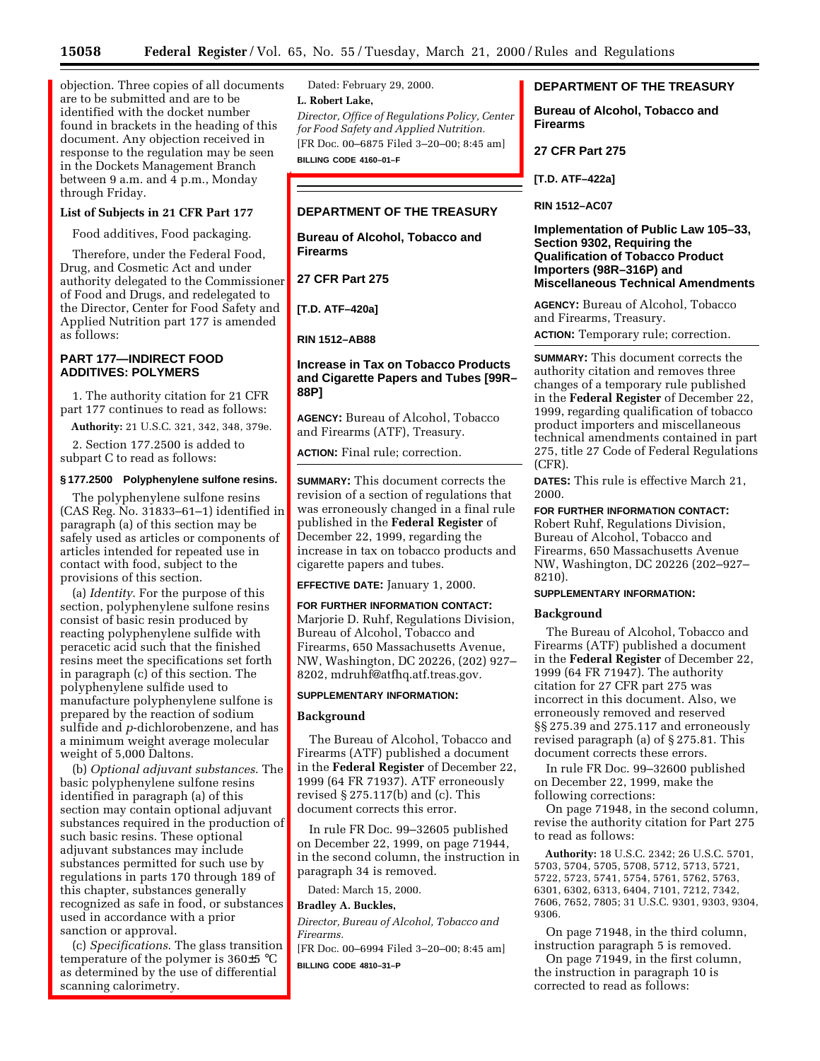objection. Three copies of all documents are to be submitted and are to be identified with the docket number found in brackets in the heading of this document. Any objection received in response to the regulation may be seen in the Dockets Management Branch between 9 a.m. and 4 p.m., Monday through Friday.

**List of Subjects in 21 CFR Part 177**

Food additives, Food packaging.

Therefore, under the Federal Food, Drug, and Cosmetic Act and under authority delegated to the Commissioner of Food and Drugs, and redelegated to the Director, Center for Food Safety and Applied Nutrition part 177 is amended as follows:

## PART 177—INDIRECT FOOD ADDITIVES: POLYMERS

1. The authority citation for 21 CFR part 177 continues to read as follows:

**Authority:** 21 U.S.C. 321, 342, 348, 379e.

2. Section 177.2500 is added to subpart C to read as follows:

### § 177.2500 Polyphenylene sulfone resins.

The polyphenylene sulfone resins (CAS Reg. No. 31833–61–1) identified in paragraph (a) of this section may be safely used as articles or components of articles intended for repeated use in contact with food, subject to the provisions of this section.

(a) *Identity*. For the purpose of this section, polyphenylene sulfone resins consist of basic resin produced by reacting polyphenylene sulfide with peracetic acid such that the finished resins meet the specifications set forth in paragraph (c) of this section. The polyphenylene sulfide used to manufacture polyphenylene sulfone is prepared by the reaction of sodium sulfide and *p*-dichlorobenzene, and has a minimum weight average molecular weight of 5,000 Daltons.

(b) *Optional adjuvant substances*. The basic polyphenylene sulfone resins identified in paragraph (a) of this section may contain optional adjuvant substances required in the production of such basic resins. These optional adjuvant substances may include substances permitted for such use by regulations in parts 170 through 189 of this chapter, substances generally recognized as safe in food, or substances used in accordance with a prior sanction or approval.

(c) *Specifications*. The glass transition temperature of the polymer is 360±5 °C as determined by the use of differential scanning calorimetry.

Dated: February 29, 2000.

**L. Robert Lake,**

*Director, Office of Regulations Policy, Center for Food Safety and Applied Nutrition.*

[FR Doc. 00–6875 Filed 3–20–00; 8:45 am]

BILLING CODE 4160–01–F

---

## DEPARTMENT OF THE TREASURY

## Bureau of Alcohol, Tobacco and Firearms

## 27 CFR Part 275

**[T.D. ATF–420a]**

**RIN 1512–AB88**

## Increase in Tax on Tobacco Products and Cigarette Papers and Tubes [99R–88P]

**AGENCY:** Bureau of Alcohol, Tobacco and Firearms (ATF), Treasury.

**ACTION:** Final rule; correction.

**SUMMARY:** This document corrects the revision of a section of regulations that was erroneously changed in a final rule published in the **Federal Register** of December 22, 1999, regarding the increase in tax on tobacco products and cigarette papers and tubes.

**EFFECTIVE DATE:** January 1, 2000.

**FOR FURTHER INFORMATION CONTACT:** Marjorie D. Ruhf, Regulations Division, Bureau of Alcohol, Tobacco and Firearms, 650 Massachusetts Avenue, NW, Washington, DC 20226, (202) 927–8202, mdruhf@atfhq.atf.treas.gov.

**SUPPLEMENTARY INFORMATION:**

### Background

The Bureau of Alcohol, Tobacco and Firearms (ATF) published a document in the **Federal Register** of December 22, 1999 (64 FR 71937). ATF erroneously revised § 275.117(b) and (c). This document corrects this error.

In rule FR Doc. 99–32605 published on December 22, 1999, on page 71944, in the second column, the instruction in paragraph 34 is removed.

Dated: March 15, 2000.

**Bradley A. Buckles,**

*Director, Bureau of Alcohol, Tobacco and Firearms.*

[FR Doc. 00–6994 Filed 3–20–00; 8:45 am]

BILLING CODE 4810–31–P

---

## DEPARTMENT OF THE TREASURY

## Bureau of Alcohol, Tobacco and Firearms

## 27 CFR Part 275

**[T.D. ATF–422a]**

**RIN 1512–AC07**

## Implementation of Public Law 105–33, Section 9302, Requiring the Qualification of Tobacco Product Importers (98R–316P) and Miscellaneous Technical Amendments

**AGENCY:** Bureau of Alcohol, Tobacco and Firearms, Treasury.

**ACTION:** Temporary rule; correction.

**SUMMARY:** This document corrects the authority citation and removes three changes of a temporary rule published in the **Federal Register** of December 22, 1999, regarding qualification of tobacco product importers and miscellaneous technical amendments contained in part 275, title 27 Code of Federal Regulations (CFR).

**DATES:** This rule is effective March 21, 2000.

**FOR FURTHER INFORMATION CONTACT:** Robert Ruhf, Regulations Division, Bureau of Alcohol, Tobacco and Firearms, 650 Massachusetts Avenue NW, Washington, DC 20226 (202–927–8210).

**SUPPLEMENTARY INFORMATION:**

### Background

The Bureau of Alcohol, Tobacco and Firearms (ATF) published a document in the **Federal Register** of December 22, 1999 (64 FR 71947). The authority citation for 27 CFR part 275 was incorrect in this document. Also, we erroneously removed and reserved §§ 275.39 and 275.117 and erroneously revised paragraph (a) of § 275.81. This document corrects these errors.

In rule FR Doc. 99–32600 published on December 22, 1999, make the following corrections:

On page 71948, in the second column, revise the authority citation for Part 275 to read as follows:

**Authority:** 18 U.S.C. 2342; 26 U.S.C. 5701, 5703, 5704, 5705, 5708, 5712, 5713, 5721, 5722, 5723, 5741, 5754, 5761, 5762, 5763, 6301, 6302, 6313, 6404, 7101, 7212, 7342, 7606, 7652, 7805; 31 U.S.C. 9301, 9303, 9304, 9306.

On page 71948, in the third column, instruction paragraph 5 is removed.

On page 71949, in the first column, the instruction in paragraph 10 is corrected to read as follows: